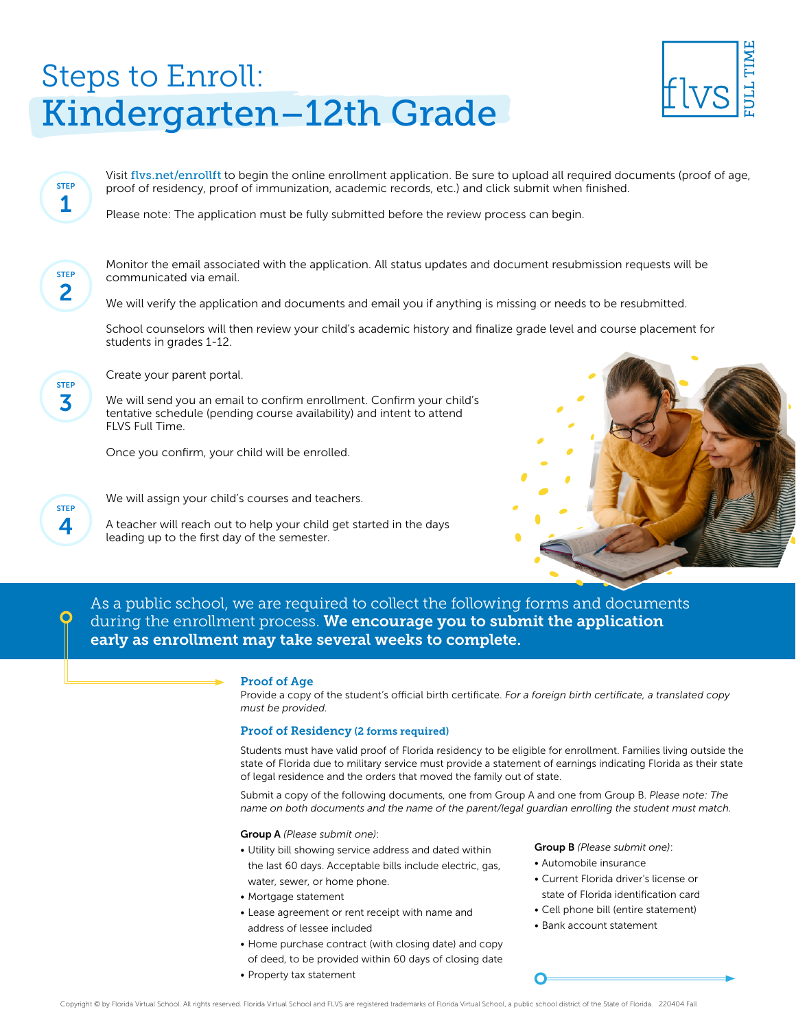# Steps to Enroll: Kindergarten–12th Grade

flvs FULL TIME

**STEP 1**

Visit flvs.net/enrollft to begin the online enrollment application. Be sure to upload all required documents (proof of age, proof of residency, proof of immunization, academic records, etc.) and click submit when finished.

Please note: The application must be fully submitted before the review process can begin.

**STEP 2**

Monitor the email associated with the application. All status updates and document resubmission requests will be communicated via email.

We will verify the application and documents and email you if anything is missing or needs to be resubmitted.

School counselors will then review your child's academic history and finalize grade level and course placement for students in grades 1-12.

**STEP 3**

Create your parent portal.

We will send you an email to confirm enrollment. Confirm your child's tentative schedule (pending course availability) and intent to attend FLVS Full Time.

Once you confirm, your child will be enrolled.

**STEP 4**

We will assign your child's courses and teachers.

A teacher will reach out to help your child get started in the days leading up to the first day of the semester.

As a public school, we are required to collect the following forms and documents during the enrollment process. **We encourage you to submit the application early as enrollment may take several weeks to complete.**

## Proof of Age

Provide a copy of the student's official birth certificate. *For a foreign birth certificate, a translated copy must be provided.*

## Proof of Residency (2 forms required)

Students must have valid proof of Florida residency to be eligible for enrollment. Families living outside the state of Florida due to military service must provide a statement of earnings indicating Florida as their state of legal residence and the orders that moved the family out of state.

Submit a copy of the following documents, one from Group A and one from Group B. *Please note: The name on both documents and the name of the parent/legal guardian enrolling the student must match.*

**Group A** *(Please submit one)*:

- Utility bill showing service address and dated within the last 60 days. Acceptable bills include electric, gas, water, sewer, or home phone.
- Mortgage statement
- Lease agreement or rent receipt with name and address of lessee included
- Home purchase contract (with closing date) and copy of deed, to be provided within 60 days of closing date
- Property tax statement

**Group B** *(Please submit one)*:

- Automobile insurance
- Current Florida driver's license or state of Florida identification card
- Cell phone bill (entire statement)
- Bank account statement

Copyright © by Florida Virtual School. All rights reserved. Florida Virtual School and FLVS are registered trademarks of Florida Virtual School, a public school district of the State of Florida. 220404 Fall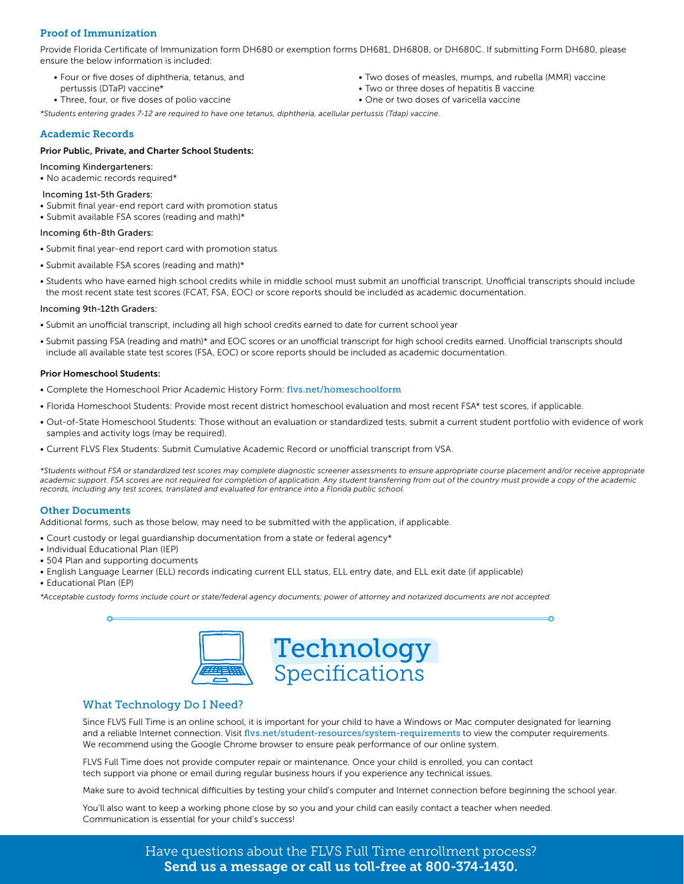## Proof of Immunization

Provide Florida Certificate of Immunization form DH680 or exemption forms DH681, DH680B, or DH680C. If submitting Form DH680, please ensure the below information is included:

- Four or five doses of diphtheria, tetanus, and pertussis (DTaP) vaccine*
- Three, four, or five doses of polio vaccine
- Two doses of measles, mumps, and rubella (MMR) vaccine
- Two or three doses of hepatitis B vaccine
- One or two doses of varicella vaccine

*Students entering grades 7-12 are required to have one tetanus, diphtheria, acellular pertussis (Tdap) vaccine.*

## Academic Records

**Prior Public, Private, and Charter School Students:**

Incoming Kindergarteners:
- No academic records required*

Incoming 1st-5th Graders:
- Submit final year-end report card with promotion status
- Submit available FSA scores (reading and math)*

Incoming 6th-8th Graders:
- Submit final year-end report card with promotion status
- Submit available FSA scores (reading and math)*
- Students who have earned high school credits while in middle school must submit an unofficial transcript. Unofficial transcripts should include the most recent state test scores (FCAT, FSA, EOC) or score reports should be included as academic documentation.

Incoming 9th-12th Graders:
- Submit an unofficial transcript, including all high school credits earned to date for current school year
- Submit passing FSA (reading and math)* and EOC scores or an unofficial transcript for high school credits earned. Unofficial transcripts should include all available state test scores (FSA, EOC) or score reports should be included as academic documentation.

**Prior Homeschool Students:**

- Complete the Homeschool Prior Academic History Form: flvs.net/homeschoolform
- Florida Homeschool Students: Provide most recent district homeschool evaluation and most recent FSA* test scores, if applicable.
- Out-of-State Homeschool Students: Those without an evaluation or standardized tests, submit a current student portfolio with evidence of work samples and activity logs (may be required).
- Current FLVS Flex Students: Submit Cumulative Academic Record or unofficial transcript from VSA.

*Students without FSA or standardized test scores may complete diagnostic screener assessments to ensure appropriate course placement and/or receive appropriate academic support. FSA scores are not required for completion of application. Any student transferring from out of the country must provide a copy of the academic records, including any test scores, translated and evaluated for entrance into a Florida public school.*

## Other Documents

Additional forms, such as those below, may need to be submitted with the application, if applicable.

- Court custody or legal guardianship documentation from a state or federal agency*
- Individual Educational Plan (IEP)
- 504 Plan and supporting documents
- English Language Learner (ELL) records indicating current ELL status, ELL entry date, and ELL exit date (if applicable)
- Educational Plan (EP)

*Acceptable custody forms include court or state/federal agency documents; power of attorney and notarized documents are not accepted.*

# Technology Specifications

## What Technology Do I Need?

Since FLVS Full Time is an online school, it is important for your child to have a Windows or Mac computer designated for learning and a reliable Internet connection. Visit flvs.net/student-resources/system-requirements to view the computer requirements. We recommend using the Google Chrome browser to ensure peak performance of our online system.

FLVS Full Time does not provide computer repair or maintenance. Once your child is enrolled, you can contact tech support via phone or email during regular business hours if you experience any technical issues.

Make sure to avoid technical difficulties by testing your child's computer and Internet connection before beginning the school year.

You'll also want to keep a working phone close by so you and your child can easily contact a teacher when needed. Communication is essential for your child's success!

Have questions about the FLVS Full Time enrollment process?
**Send us a message or call us toll-free at 800-374-1430.**